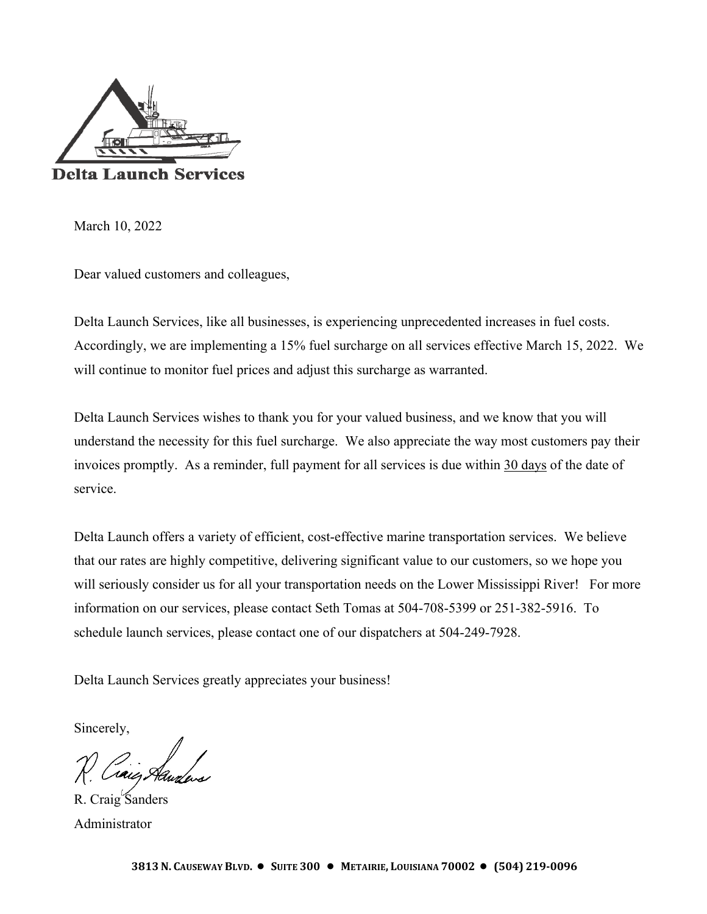**Delta Launch Services**

March 10, 2022

Dear valued customers and colleagues,

Delta Launch Services, like all businesses, is experiencing unprecedented increases in fuel costs. Accordingly, we are implementing a 15% fuel surcharge on all services effective March 15, 2022. We will continue to monitor fuel prices and adjust this surcharge as warranted.

Delta Launch Services wishes to thank you for your valued business, and we know that you will understand the necessity for this fuel surcharge. We also appreciate the way most customers pay their invoices promptly. As a reminder, full payment for all services is due within 30 days of the date of service.

Delta Launch offers a variety of efficient, cost-effective marine transportation services. We believe that our rates are highly competitive, delivering significant value to our customers, so we hope you will seriously consider us for all your transportation needs on the Lower Mississippi River! For more information on our services, please contact Seth Tomas at 504-708-5399 or 251-382-5916. To schedule launch services, please contact one of our dispatchers at 504-249-7928.

Delta Launch Services greatly appreciates your business!

Sincerely,

R. Craig Sanders
Administrator

**3813 N. Causeway Blvd. ● Suite 300 ● Metairie, Louisiana 70002 ● (504) 219-0096**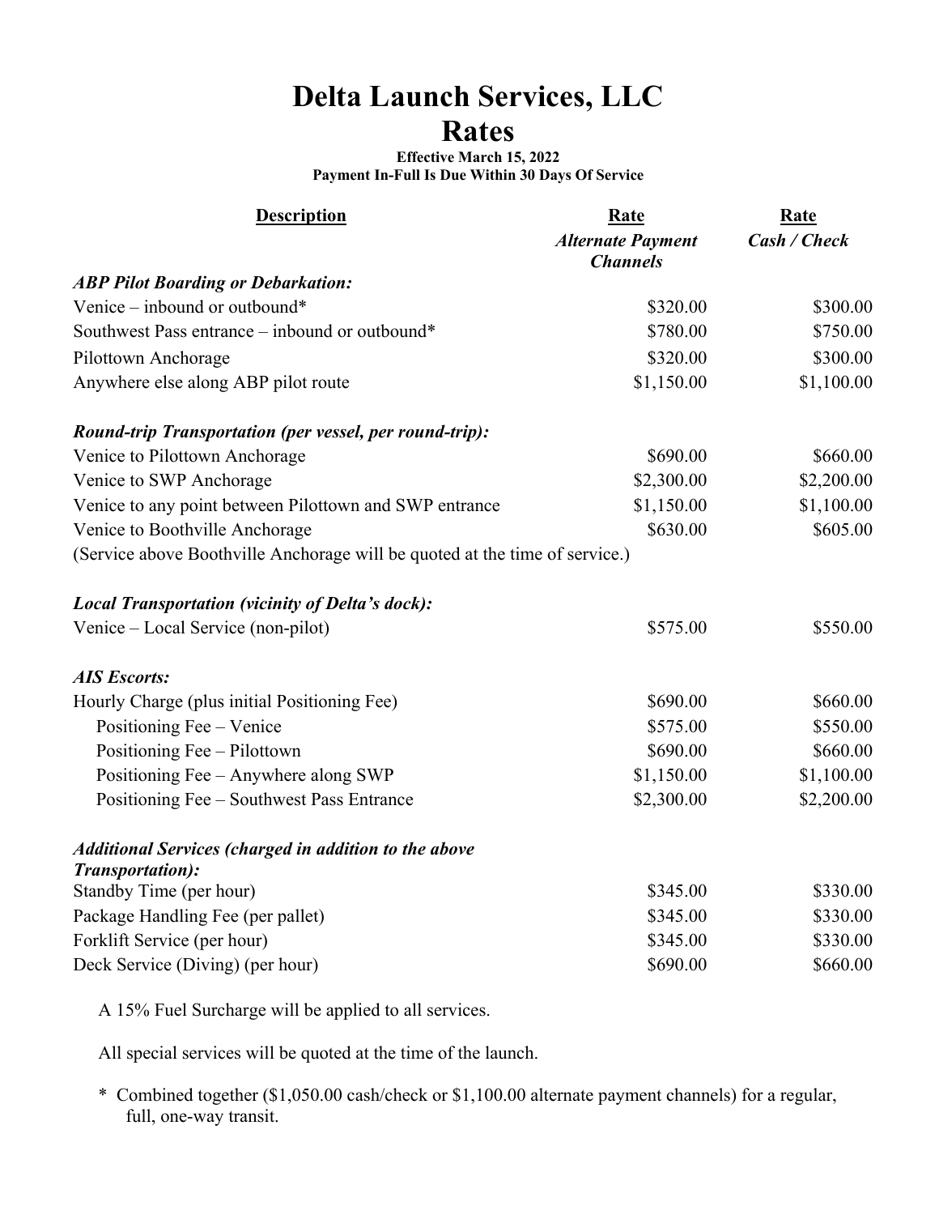# Delta Launch Services, LLC

# Rates

**Effective March 15, 2022**
**Payment In-Full Is Due Within 30 Days Of Service**

| **Description** | **Rate** *Alternate Payment Channels* | **Rate** *Cash / Check* |
|---|---|---|
| ***ABP Pilot Boarding or Debarkation:*** | | |
| Venice – inbound or outbound* | $320.00 | $300.00 |
| Southwest Pass entrance – inbound or outbound* | $780.00 | $750.00 |
| Pilottown Anchorage | $320.00 | $300.00 |
| Anywhere else along ABP pilot route | $1,150.00 | $1,100.00 |
| ***Round-trip Transportation (per vessel, per round-trip):*** | | |
| Venice to Pilottown Anchorage | $690.00 | $660.00 |
| Venice to SWP Anchorage | $2,300.00 | $2,200.00 |
| Venice to any point between Pilottown and SWP entrance | $1,150.00 | $1,100.00 |
| Venice to Boothville Anchorage | $630.00 | $605.00 |
| (Service above Boothville Anchorage will be quoted at the time of service.) | | |
| ***Local Transportation (vicinity of Delta's dock):*** | | |
| Venice – Local Service (non-pilot) | $575.00 | $550.00 |
| ***AIS Escorts:*** | | |
| Hourly Charge (plus initial Positioning Fee) | $690.00 | $660.00 |
| Positioning Fee – Venice | $575.00 | $550.00 |
| Positioning Fee – Pilottown | $690.00 | $660.00 |
| Positioning Fee – Anywhere along SWP | $1,150.00 | $1,100.00 |
| Positioning Fee – Southwest Pass Entrance | $2,300.00 | $2,200.00 |
| ***Additional Services (charged in addition to the above Transportation):*** | | |
| Standby Time (per hour) | $345.00 | $330.00 |
| Package Handling Fee (per pallet) | $345.00 | $330.00 |
| Forklift Service (per hour) | $345.00 | $330.00 |
| Deck Service (Diving) (per hour) | $690.00 | $660.00 |

A 15% Fuel Surcharge will be applied to all services.

All special services will be quoted at the time of the launch.

* Combined together ($1,050.00 cash/check or $1,100.00 alternate payment channels) for a regular, full, one-way transit.